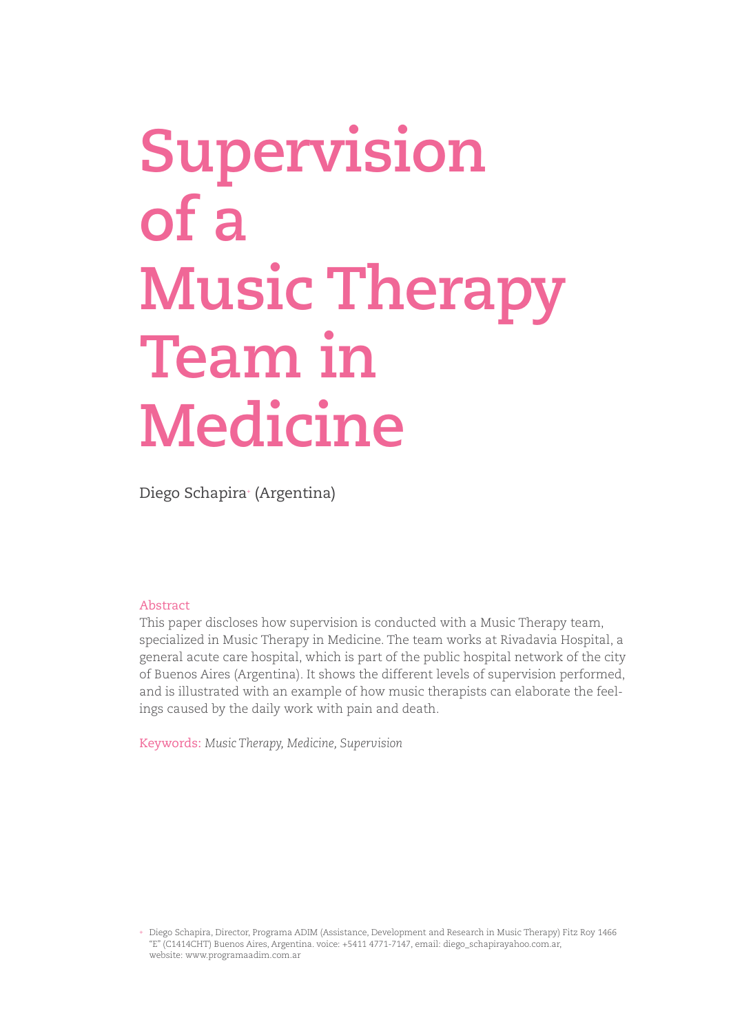# Supervision of a Music Therapy Team in Medicine

Diego Schapira[+] (Argentina)

## Abstract

This paper discloses how supervision is conducted with a Music Therapy team, specialized in Music Therapy in Medicine. The team works at Rivadavia Hospital, a general acute care hospital, which is part of the public hospital network of the city of Buenos Aires (Argentina). It shows the different levels of supervision performed, and is illustrated with an example of how music therapists can elaborate the feelings caused by the daily work with pain and death.

Keywords: *Music Therapy, Medicine, Supervision*

[+] Diego Schapira, Director, Programa ADIM (Assistance, Development and Research in Music Therapy) Fitz Roy 1466 "E" (C1414CHT) Buenos Aires, Argentina. voice: +5411 4771-7147, email: diego_schapirayahoo.com.ar, website: www.programaadim.com.ar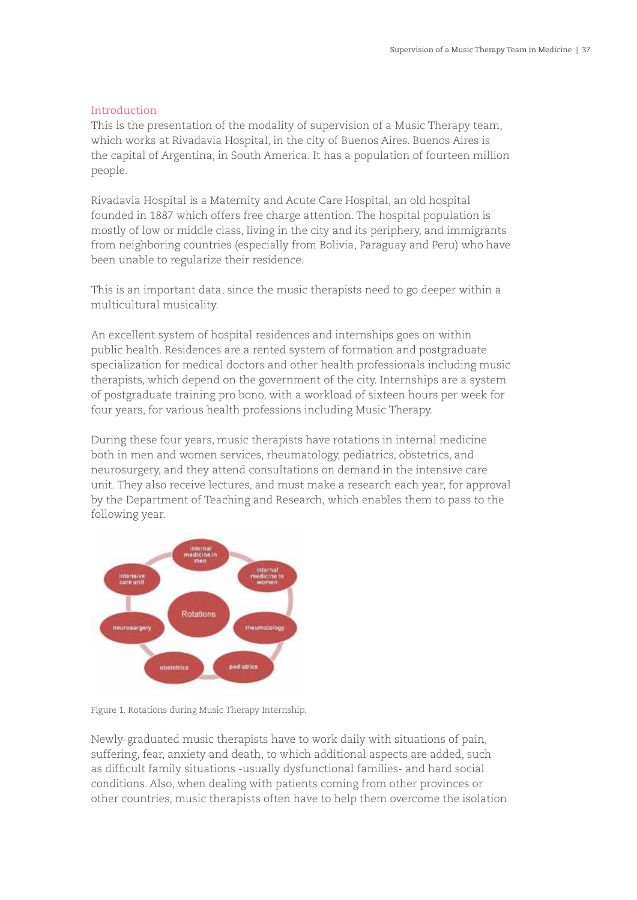## Introduction

This is the presentation of the modality of supervision of a Music Therapy team, which works at Rivadavia Hospital, in the city of Buenos Aires. Buenos Aires is the capital of Argentina, in South America. It has a population of fourteen million people.

Rivadavia Hospital is a Maternity and Acute Care Hospital, an old hospital founded in 1887 which offers free charge attention. The hospital population is mostly of low or middle class, living in the city and its periphery, and immigrants from neighboring countries (especially from Bolivia, Paraguay and Peru) who have been unable to regularize their residence.

This is an important data, since the music therapists need to go deeper within a multicultural musicality.

An excellent system of hospital residences and internships goes on within public health. Residences are a rented system of formation and postgraduate specialization for medical doctors and other health professionals including music therapists, which depend on the government of the city. Internships are a system of postgraduate training pro bono, with a workload of sixteen hours per week for four years, for various health professions including Music Therapy.

During these four years, music therapists have rotations in internal medicine both in men and women services, rheumatology, pediatrics, obstetrics, and neurosurgery, and they attend consultations on demand in the intensive care unit. They also receive lectures, and must make a research each year, for approval by the Department of Teaching and Research, which enables them to pass to the following year.

Figure 1. Rotations during Music Therapy Internship.

Newly-graduated music therapists have to work daily with situations of pain, suffering, fear, anxiety and death, to which additional aspects are added, such as difficult family situations -usually dysfunctional families- and hard social conditions. Also, when dealing with patients coming from other provinces or other countries, music therapists often have to help them overcome the isolation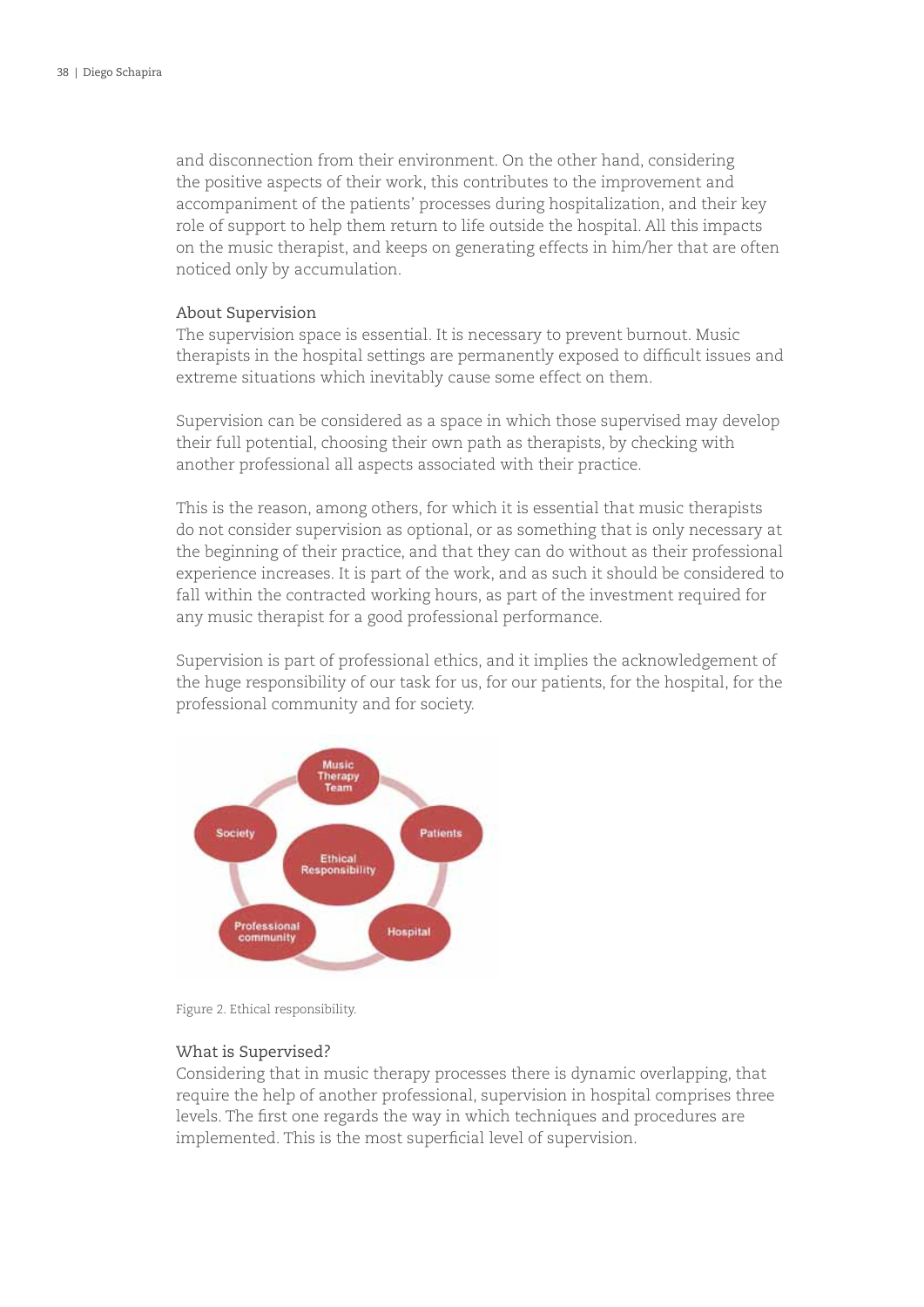and disconnection from their environment. On the other hand, considering the positive aspects of their work, this contributes to the improvement and accompaniment of the patients' processes during hospitalization, and their key role of support to help them return to life outside the hospital. All this impacts on the music therapist, and keeps on generating effects in him/her that are often noticed only by accumulation.

### About Supervision

The supervision space is essential. It is necessary to prevent burnout. Music therapists in the hospital settings are permanently exposed to difficult issues and extreme situations which inevitably cause some effect on them.

Supervision can be considered as a space in which those supervised may develop their full potential, choosing their own path as therapists, by checking with another professional all aspects associated with their practice.

This is the reason, among others, for which it is essential that music therapists do not consider supervision as optional, or as something that is only necessary at the beginning of their practice, and that they can do without as their professional experience increases. It is part of the work, and as such it should be considered to fall within the contracted working hours, as part of the investment required for any music therapist for a good professional performance.

Supervision is part of professional ethics, and it implies the acknowledgement of the huge responsibility of our task for us, for our patients, for the hospital, for the professional community and for society.

Figure 2. Ethical responsibility.

### What is Supervised?

Considering that in music therapy processes there is dynamic overlapping, that require the help of another professional, supervision in hospital comprises three levels. The first one regards the way in which techniques and procedures are implemented. This is the most superficial level of supervision.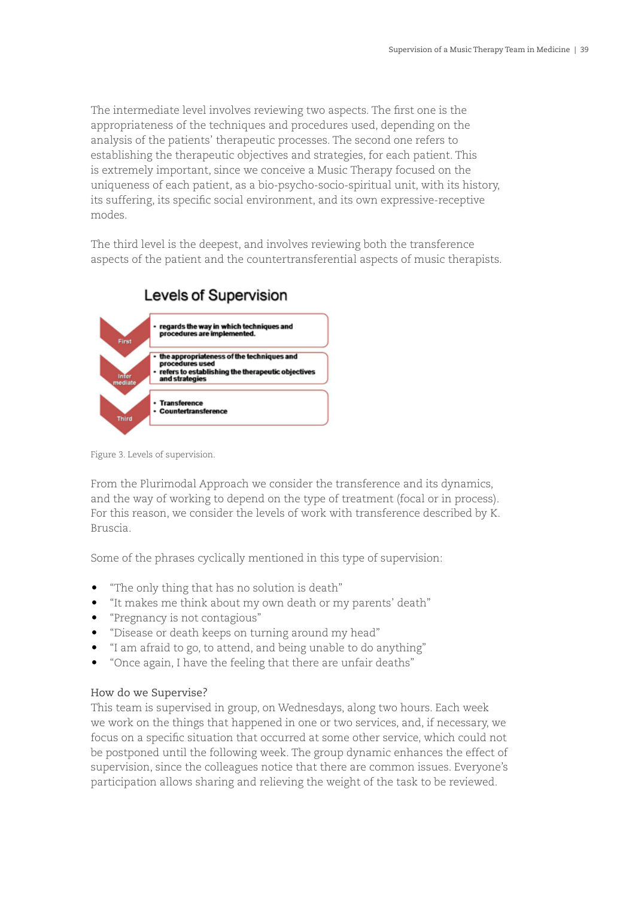The intermediate level involves reviewing two aspects. The first one is the appropriateness of the techniques and procedures used, depending on the analysis of the patients' therapeutic processes. The second one refers to establishing the therapeutic objectives and strategies, for each patient. This is extremely important, since we conceive a Music Therapy focused on the uniqueness of each patient, as a bio-psycho-socio-spiritual unit, with its history, its suffering, its specific social environment, and its own expressive-receptive modes.

The third level is the deepest, and involves reviewing both the transference aspects of the patient and the countertransferential aspects of music therapists.

**Levels of Supervision**

| Level | Content |
|---|---|
| First | • regards the way in which techniques and procedures are implemented. |
| Intermediate | • the appropriateness of the techniques and procedures used<br>• refers to establishing the therapeutic objectives and strategies |
| Third | • Transference<br>• Countertransference |

Figure 3. Levels of supervision.

From the Plurimodal Approach we consider the transference and its dynamics, and the way of working to depend on the type of treatment (focal or in process). For this reason, we consider the levels of work with transference described by K. Bruscia.

Some of the phrases cyclically mentioned in this type of supervision:

- "The only thing that has no solution is death"
- "It makes me think about my own death or my parents' death"
- "Pregnancy is not contagious"
- "Disease or death keeps on turning around my head"
- "I am afraid to go, to attend, and being unable to do anything"
- "Once again, I have the feeling that there are unfair deaths"

### How do we Supervise?

This team is supervised in group, on Wednesdays, along two hours. Each week we work on the things that happened in one or two services, and, if necessary, we focus on a specific situation that occurred at some other service, which could not be postponed until the following week. The group dynamic enhances the effect of supervision, since the colleagues notice that there are common issues. Everyone's participation allows sharing and relieving the weight of the task to be reviewed.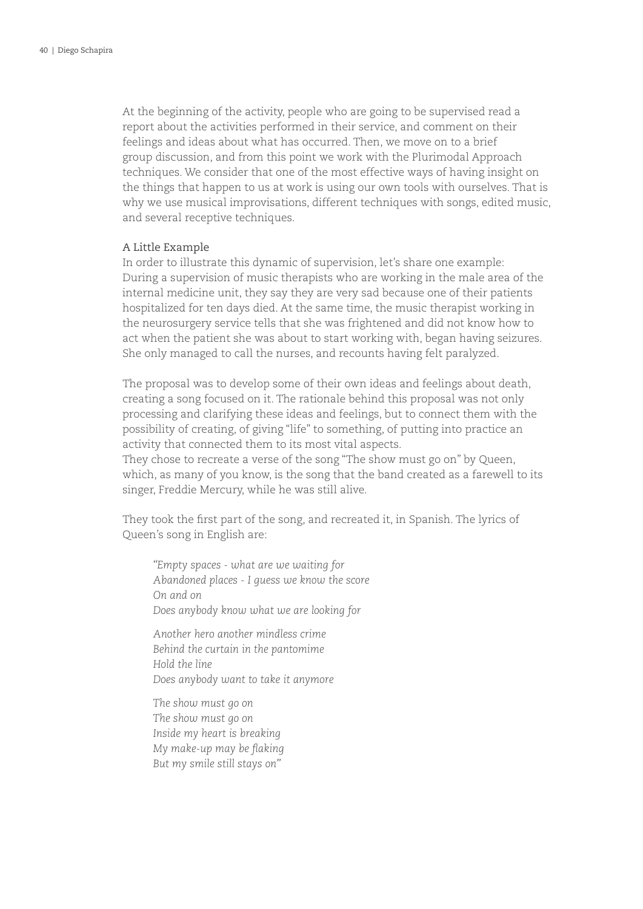At the beginning of the activity, people who are going to be supervised read a report about the activities performed in their service, and comment on their feelings and ideas about what has occurred. Then, we move on to a brief group discussion, and from this point we work with the Plurimodal Approach techniques. We consider that one of the most effective ways of having insight on the things that happen to us at work is using our own tools with ourselves. That is why we use musical improvisations, different techniques with songs, edited music, and several receptive techniques.

### A Little Example

In order to illustrate this dynamic of supervision, let's share one example: During a supervision of music therapists who are working in the male area of the internal medicine unit, they say they are very sad because one of their patients hospitalized for ten days died. At the same time, the music therapist working in the neurosurgery service tells that she was frightened and did not know how to act when the patient she was about to start working with, began having seizures. She only managed to call the nurses, and recounts having felt paralyzed.

The proposal was to develop some of their own ideas and feelings about death, creating a song focused on it. The rationale behind this proposal was not only processing and clarifying these ideas and feelings, but to connect them with the possibility of creating, of giving "life" to something, of putting into practice an activity that connected them to its most vital aspects.
They chose to recreate a verse of the song "The show must go on" by Queen, which, as many of you know, is the song that the band created as a farewell to its singer, Freddie Mercury, while he was still alive.

They took the first part of the song, and recreated it, in Spanish. The lyrics of Queen's song in English are:

> *"Empty spaces - what are we waiting for*
> *Abandoned places - I guess we know the score*
> *On and on*
> *Does anybody know what we are looking for*
>
> *Another hero another mindless crime*
> *Behind the curtain in the pantomime*
> *Hold the line*
> *Does anybody want to take it anymore*
>
> *The show must go on*
> *The show must go on*
> *Inside my heart is breaking*
> *My make-up may be flaking*
> *But my smile still stays on"*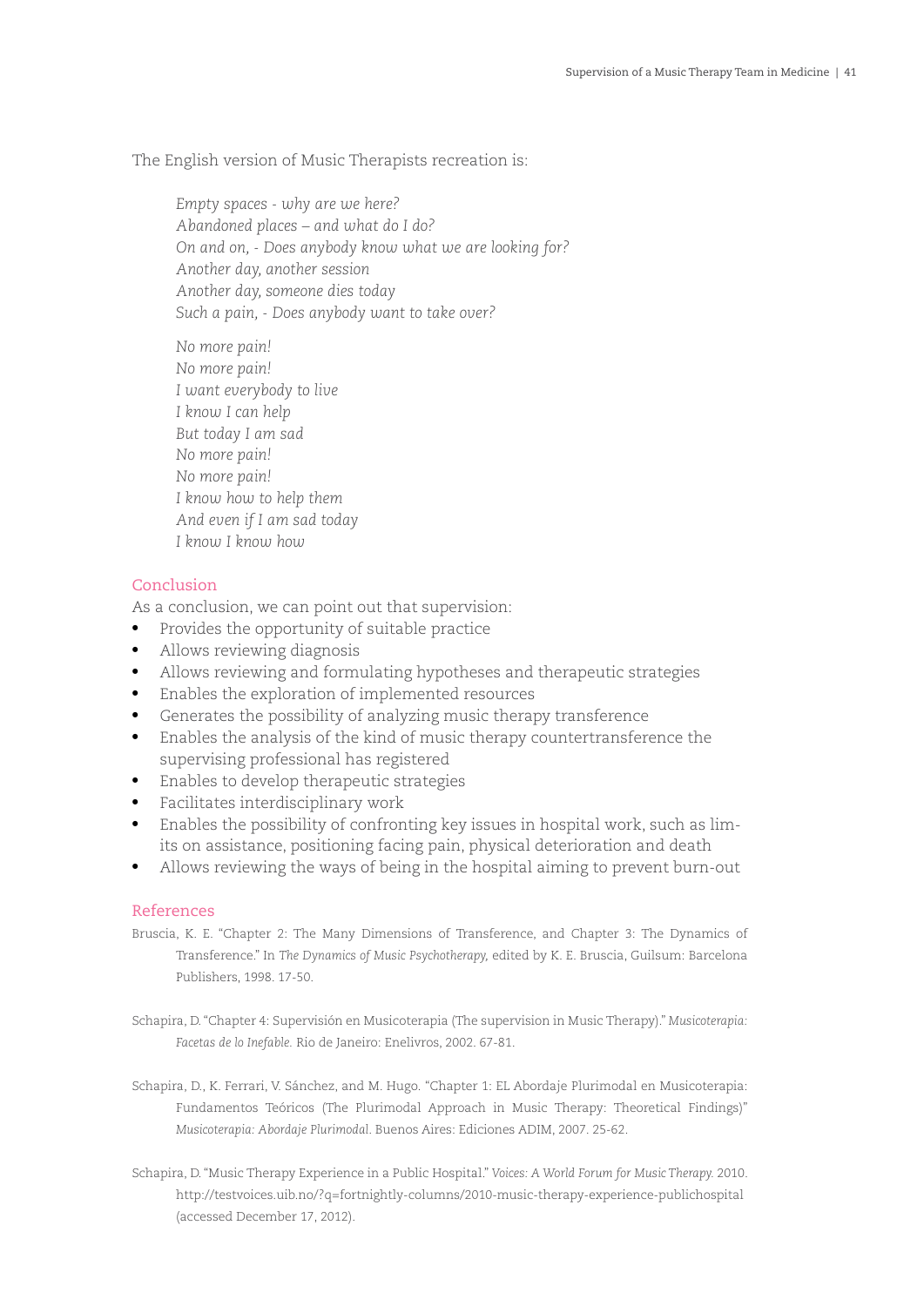The English version of Music Therapists recreation is:

*Empty spaces - why are we here?*
*Abandoned places – and what do I do?*
*On and on, - Does anybody know what we are looking for?*
*Another day, another session*
*Another day, someone dies today*
*Such a pain, - Does anybody want to take over?*

*No more pain!*
*No more pain!*
*I want everybody to live*
*I know I can help*
*But today I am sad*
*No more pain!*
*No more pain!*
*I know how to help them*
*And even if I am sad today*
*I know I know how*

## Conclusion

As a conclusion, we can point out that supervision:

- Provides the opportunity of suitable practice
- Allows reviewing diagnosis
- Allows reviewing and formulating hypotheses and therapeutic strategies
- Enables the exploration of implemented resources
- Generates the possibility of analyzing music therapy transference
- Enables the analysis of the kind of music therapy countertransference the supervising professional has registered
- Enables to develop therapeutic strategies
- Facilitates interdisciplinary work
- Enables the possibility of confronting key issues in hospital work, such as limits on assistance, positioning facing pain, physical deterioration and death
- Allows reviewing the ways of being in the hospital aiming to prevent burn-out

## References

Bruscia, K. E. "Chapter 2: The Many Dimensions of Transference, and Chapter 3: The Dynamics of Transference." In *The Dynamics of Music Psychotherapy*, edited by K. E. Bruscia, Guilsum: Barcelona Publishers, 1998. 17-50.

Schapira, D. "Chapter 4: Supervisión en Musicoterapia (The supervision in Music Therapy)." *Musicoterapia: Facetas de lo Inefable.* Rio de Janeiro: Enelivros, 2002. 67-81.

Schapira, D., K. Ferrari, V. Sánchez, and M. Hugo. "Chapter 1: EL Abordaje Plurimodal en Musicoterapia: Fundamentos Teóricos (The Plurimodal Approach in Music Therapy: Theoretical Findings)" *Musicoterapia: Abordaje Plurimodal*. Buenos Aires: Ediciones ADIM, 2007. 25-62.

Schapira, D. "Music Therapy Experience in a Public Hospital." *Voices: A World Forum for Music Therapy.* 2010. http://testvoices.uib.no/?q=fortnightly-columns/2010-music-therapy-experience-publichospital (accessed December 17, 2012).